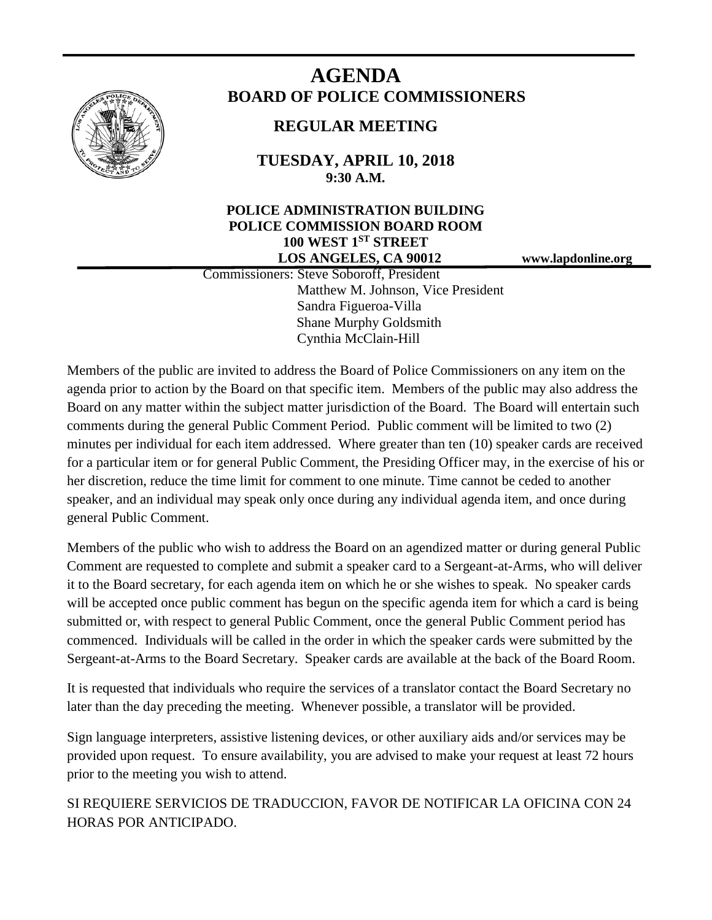# AGENDA

## BOARD OF POLICE COMMISSIONERS

### REGULAR MEETING

**TUESDAY, APRIL 10, 2018**
**9:30 A.M.**

**POLICE ADMINISTRATION BUILDING**
**POLICE COMMISSION BOARD ROOM**
**100 WEST 1ST STREET**
**LOS ANGELES, CA 90012** **www.lapdonline.org**

Commissioners: Steve Soboroff, President
Matthew M. Johnson, Vice President
Sandra Figueroa-Villa
Shane Murphy Goldsmith
Cynthia McClain-Hill

Members of the public are invited to address the Board of Police Commissioners on any item on the agenda prior to action by the Board on that specific item. Members of the public may also address the Board on any matter within the subject matter jurisdiction of the Board. The Board will entertain such comments during the general Public Comment Period. Public comment will be limited to two (2) minutes per individual for each item addressed. Where greater than ten (10) speaker cards are received for a particular item or for general Public Comment, the Presiding Officer may, in the exercise of his or her discretion, reduce the time limit for comment to one minute. Time cannot be ceded to another speaker, and an individual may speak only once during any individual agenda item, and once during general Public Comment.

Members of the public who wish to address the Board on an agendized matter or during general Public Comment are requested to complete and submit a speaker card to a Sergeant-at-Arms, who will deliver it to the Board secretary, for each agenda item on which he or she wishes to speak. No speaker cards will be accepted once public comment has begun on the specific agenda item for which a card is being submitted or, with respect to general Public Comment, once the general Public Comment period has commenced. Individuals will be called in the order in which the speaker cards were submitted by the Sergeant-at-Arms to the Board Secretary. Speaker cards are available at the back of the Board Room.

It is requested that individuals who require the services of a translator contact the Board Secretary no later than the day preceding the meeting. Whenever possible, a translator will be provided.

Sign language interpreters, assistive listening devices, or other auxiliary aids and/or services may be provided upon request. To ensure availability, you are advised to make your request at least 72 hours prior to the meeting you wish to attend.

SI REQUIERE SERVICIOS DE TRADUCCION, FAVOR DE NOTIFICAR LA OFICINA CON 24 HORAS POR ANTICIPADO.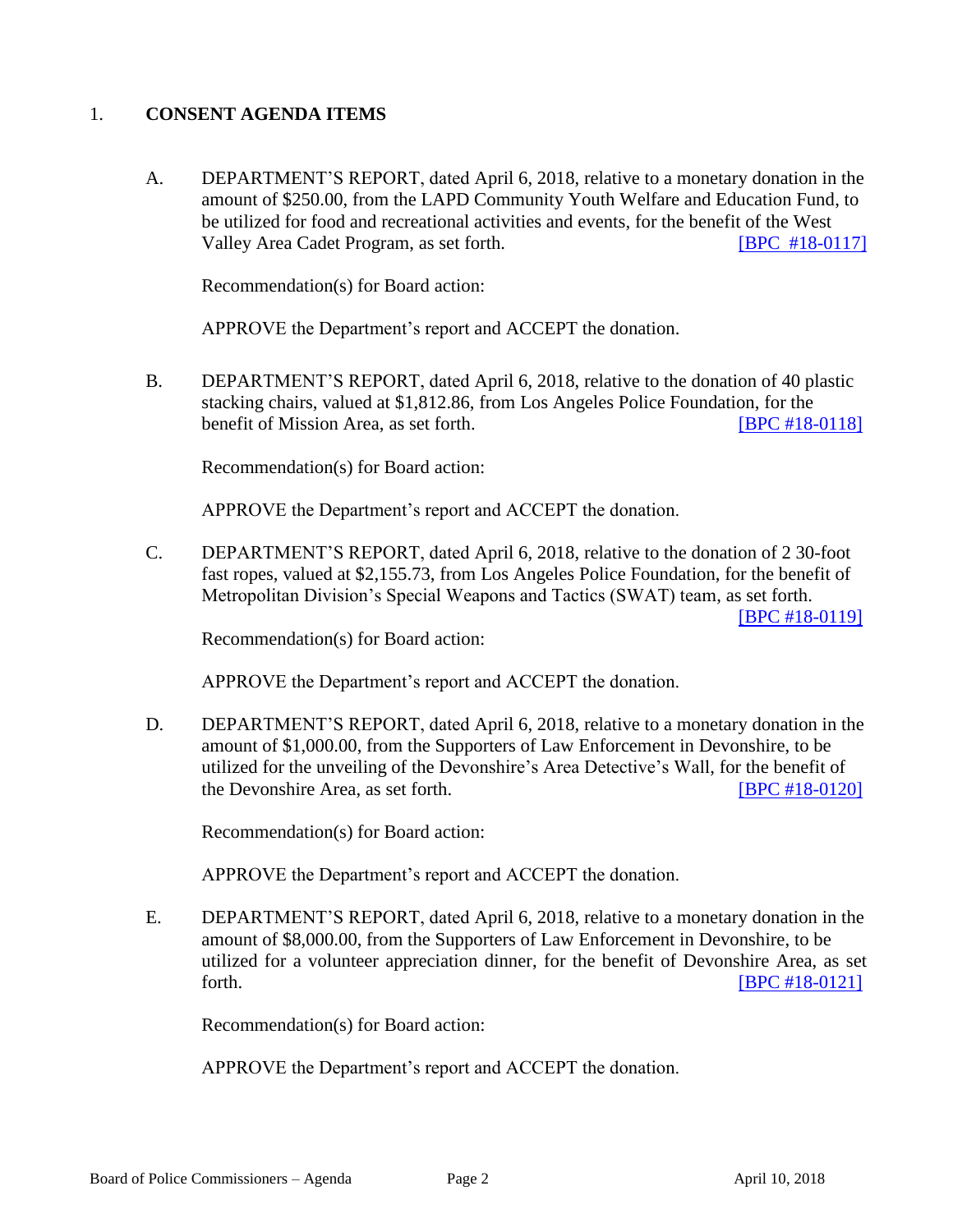1. **CONSENT AGENDA ITEMS**

A. DEPARTMENT'S REPORT, dated April 6, 2018, relative to a monetary donation in the amount of $250.00, from the LAPD Community Youth Welfare and Education Fund, to be utilized for food and recreational activities and events, for the benefit of the West Valley Area Cadet Program, as set forth. [BPC #18-0117]

Recommendation(s) for Board action:

APPROVE the Department's report and ACCEPT the donation.

B. DEPARTMENT'S REPORT, dated April 6, 2018, relative to the donation of 40 plastic stacking chairs, valued at $1,812.86, from Los Angeles Police Foundation, for the benefit of Mission Area, as set forth. [BPC #18-0118]

Recommendation(s) for Board action:

APPROVE the Department's report and ACCEPT the donation.

C. DEPARTMENT'S REPORT, dated April 6, 2018, relative to the donation of 2 30-foot fast ropes, valued at $2,155.73, from Los Angeles Police Foundation, for the benefit of Metropolitan Division's Special Weapons and Tactics (SWAT) team, as set forth. [BPC #18-0119]

Recommendation(s) for Board action:

APPROVE the Department's report and ACCEPT the donation.

D. DEPARTMENT'S REPORT, dated April 6, 2018, relative to a monetary donation in the amount of $1,000.00, from the Supporters of Law Enforcement in Devonshire, to be utilized for the unveiling of the Devonshire's Area Detective's Wall, for the benefit of the Devonshire Area, as set forth. [BPC #18-0120]

Recommendation(s) for Board action:

APPROVE the Department's report and ACCEPT the donation.

E. DEPARTMENT'S REPORT, dated April 6, 2018, relative to a monetary donation in the amount of $8,000.00, from the Supporters of Law Enforcement in Devonshire, to be utilized for a volunteer appreciation dinner, for the benefit of Devonshire Area, as set forth. [BPC #18-0121]

Recommendation(s) for Board action:

APPROVE the Department's report and ACCEPT the donation.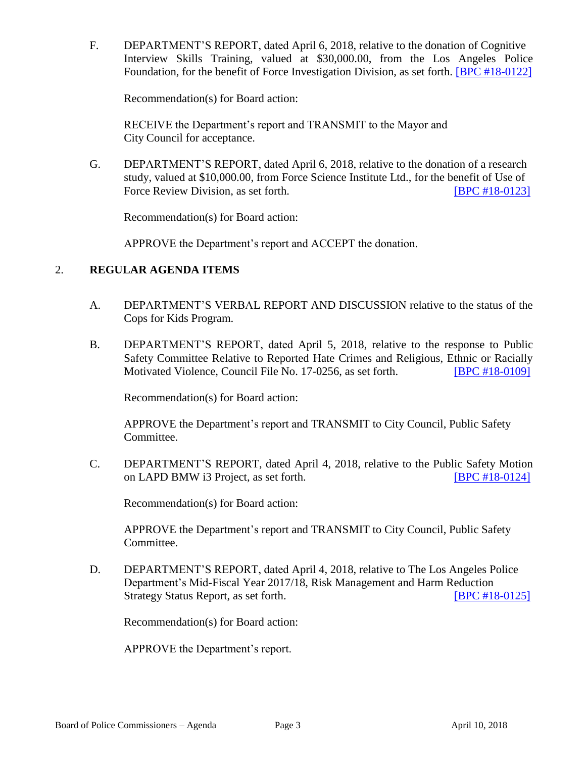F. DEPARTMENT'S REPORT, dated April 6, 2018, relative to the donation of Cognitive Interview Skills Training, valued at $30,000.00, from the Los Angeles Police Foundation, for the benefit of Force Investigation Division, as set forth. [BPC #18-0122]

Recommendation(s) for Board action:

RECEIVE the Department's report and TRANSMIT to the Mayor and City Council for acceptance.

G. DEPARTMENT'S REPORT, dated April 6, 2018, relative to the donation of a research study, valued at $10,000.00, from Force Science Institute Ltd., for the benefit of Use of Force Review Division, as set forth. [BPC #18-0123]

Recommendation(s) for Board action:

APPROVE the Department's report and ACCEPT the donation.

## 2. REGULAR AGENDA ITEMS

A. DEPARTMENT'S VERBAL REPORT AND DISCUSSION relative to the status of the Cops for Kids Program.

B. DEPARTMENT'S REPORT, dated April 5, 2018, relative to the response to Public Safety Committee Relative to Reported Hate Crimes and Religious, Ethnic or Racially Motivated Violence, Council File No. 17-0256, as set forth. [BPC #18-0109]

Recommendation(s) for Board action:

APPROVE the Department's report and TRANSMIT to City Council, Public Safety Committee.

C. DEPARTMENT'S REPORT, dated April 4, 2018, relative to the Public Safety Motion on LAPD BMW i3 Project, as set forth. [BPC #18-0124]

Recommendation(s) for Board action:

APPROVE the Department's report and TRANSMIT to City Council, Public Safety Committee.

D. DEPARTMENT'S REPORT, dated April 4, 2018, relative to The Los Angeles Police Department's Mid-Fiscal Year 2017/18, Risk Management and Harm Reduction Strategy Status Report, as set forth. [BPC #18-0125]

Recommendation(s) for Board action:

APPROVE the Department's report.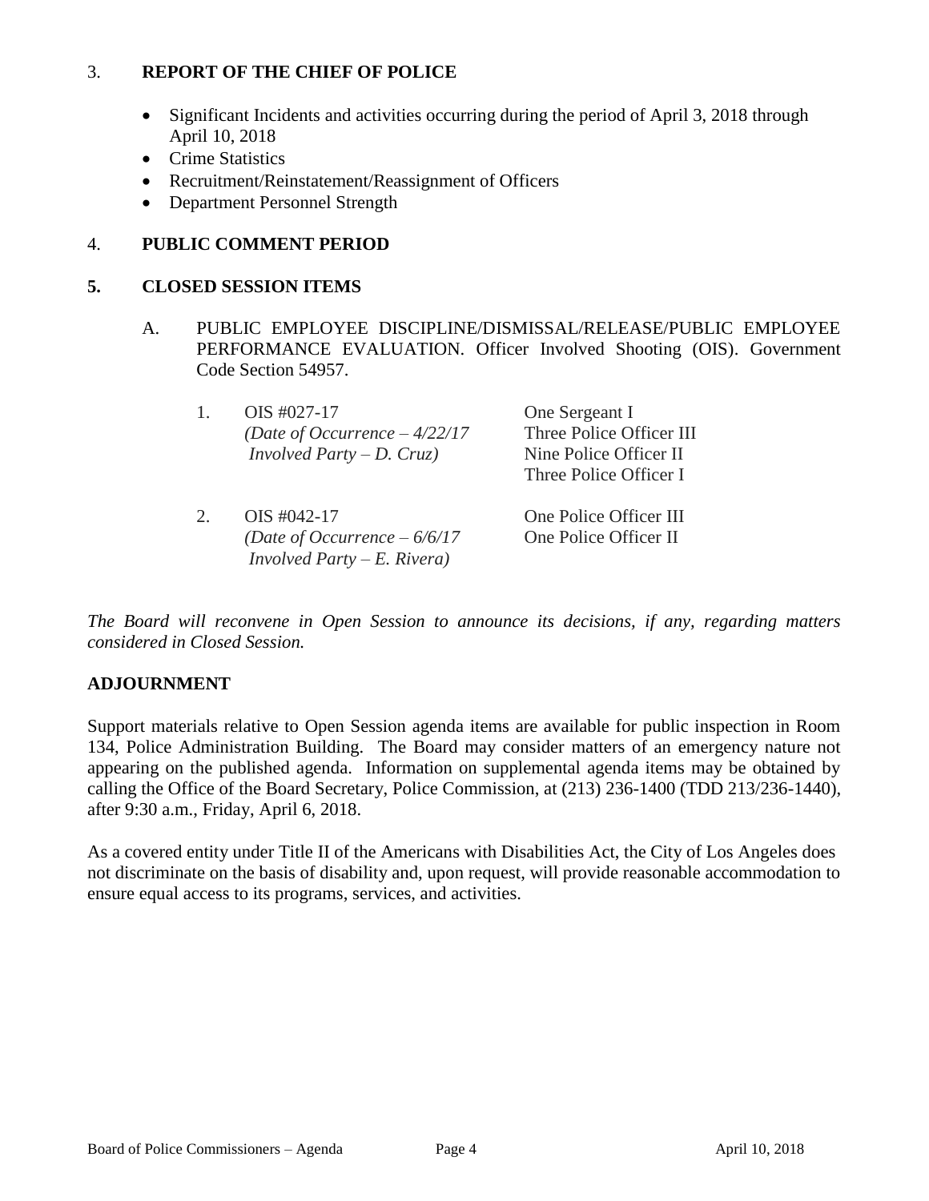3. **REPORT OF THE CHIEF OF POLICE**

- Significant Incidents and activities occurring during the period of April 3, 2018 through April 10, 2018
- Crime Statistics
- Recruitment/Reinstatement/Reassignment of Officers
- Department Personnel Strength

4. **PUBLIC COMMENT PERIOD**

**5. CLOSED SESSION ITEMS**

A. PUBLIC EMPLOYEE DISCIPLINE/DISMISSAL/RELEASE/PUBLIC EMPLOYEE PERFORMANCE EVALUATION. Officer Involved Shooting (OIS). Government Code Section 54957.

| | | |
|---|---|---|
| 1. | OIS #027-17<br>*(Date of Occurrence – 4/22/17*<br>*Involved Party – D. Cruz)* | One Sergeant I<br>Three Police Officer III<br>Nine Police Officer II<br>Three Police Officer I |
| 2. | OIS #042-17<br>*(Date of Occurrence – 6/6/17*<br>*Involved Party – E. Rivera)* | One Police Officer III<br>One Police Officer II |

*The Board will reconvene in Open Session to announce its decisions, if any, regarding matters considered in Closed Session.*

**ADJOURNMENT**

Support materials relative to Open Session agenda items are available for public inspection in Room 134, Police Administration Building. The Board may consider matters of an emergency nature not appearing on the published agenda. Information on supplemental agenda items may be obtained by calling the Office of the Board Secretary, Police Commission, at (213) 236-1400 (TDD 213/236-1440), after 9:30 a.m., Friday, April 6, 2018.

As a covered entity under Title II of the Americans with Disabilities Act, the City of Los Angeles does not discriminate on the basis of disability and, upon request, will provide reasonable accommodation to ensure equal access to its programs, services, and activities.